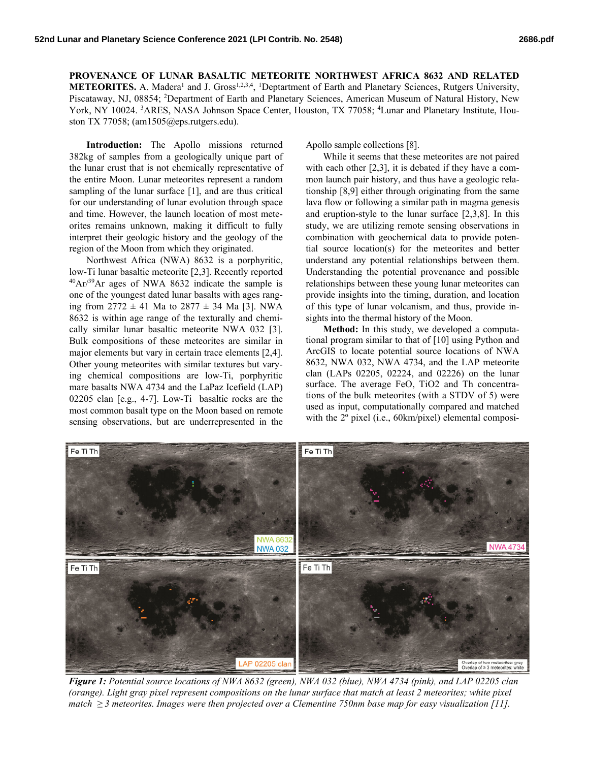**PROVENANCE OF LUNAR BASALTIC METEORITE NORTHWEST AFRICA 8632 AND RELATED METEORITES.** A. Madera[1] and J. Gross[1,2,3,4], [1]Deptartment of Earth and Planetary Sciences, Rutgers University, Piscataway, NJ, 08854; [2]Department of Earth and Planetary Sciences, American Museum of Natural History, New York, NY 10024. [3]ARES, NASA Johnson Space Center, Houston, TX 77058; [4]Lunar and Planetary Institute, Houston TX 77058; (am1505@eps.rutgers.edu).

**Introduction:** The Apollo missions returned 382kg of samples from a geologically unique part of the lunar crust that is not chemically representative of the entire Moon. Lunar meteorites represent a random sampling of the lunar surface [1], and are thus critical for our understanding of lunar evolution through space and time. However, the launch location of most meteorites remains unknown, making it difficult to fully interpret their geologic history and the geology of the region of the Moon from which they originated.

Northwest Africa (NWA) 8632 is a porphyritic, low-Ti lunar basaltic meteorite [2,3]. Recently reported $^{40}Ar/^{39}Ar$ ages of NWA 8632 indicate the sample is one of the youngest dated lunar basalts with ages ranging from 2772 ± 41 Ma to 2877 ± 34 Ma [3]. NWA 8632 is within age range of the texturally and chemically similar lunar basaltic meteorite NWA 032 [3]. Bulk compositions of these meteorites are similar in major elements but vary in certain trace elements [2,4]. Other young meteorites with similar textures but varying chemical compositions are low-Ti, porphyritic mare basalts NWA 4734 and the LaPaz Icefield (LAP) 02205 clan [e.g., 4-7]. Low-Ti basaltic rocks are the most common basalt type on the Moon based on remote sensing observations, but are underrepresented in the Apollo sample collections [8].

While it seems that these meteorites are not paired with each other [2,3], it is debated if they have a common launch pair history, and thus have a geologic relationship [8,9] either through originating from the same lava flow or following a similar path in magma genesis and eruption-style to the lunar surface [2,3,8]. In this study, we are utilizing remote sensing observations in combination with geochemical data to provide potential source location(s) for the meteorites and better understand any potential relationships between them. Understanding the potential provenance and possible relationships between these young lunar meteorites can provide insights into the timing, duration, and location of this type of lunar volcanism, and thus, provide insights into the thermal history of the Moon.

**Method:** In this study, we developed a computational program similar to that of [10] using Python and ArcGIS to locate potential source locations of NWA 8632, NWA 032, NWA 4734, and the LAP meteorite clan (LAPs 02205, 02224, and 02226) on the lunar surface. The average FeO, $TiO_2$ and Th concentrations of the bulk meteorites (with a STDV of 5) were used as input, computationally compared and matched with the 2° pixel (i.e., 60km/pixel) elemental composi-

*Figure 1: Potential source locations of NWA 8632 (green), NWA 032 (blue), NWA 4734 (pink), and LAP 02205 clan (orange). Light gray pixel represent compositions on the lunar surface that match at least 2 meteorites; white pixel match ≥ 3 meteorites. Images were then projected over a Clementine 750nm base map for easy visualization [11].*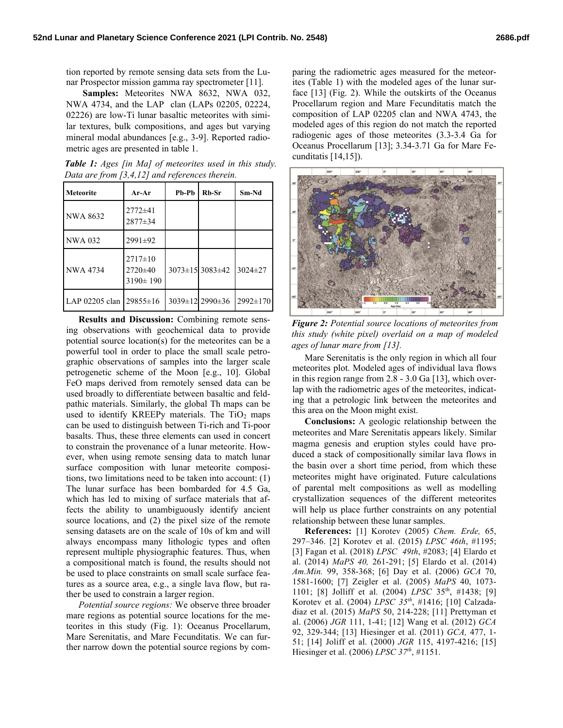tion reported by remote sensing data sets from the Lunar Prospector mission gamma ray spectrometer [11].

**Samples:** Meteorites NWA 8632, NWA 032, NWA 4734, and the LAP clan (LAPs 02205, 02224, 02226) are low-Ti lunar basaltic meteorites with similar textures, bulk compositions, and ages but varying mineral modal abundances [e.g., 3-9]. Reported radiometric ages are presented in table 1.

***Table 1:*** *Ages [in Ma] of meteorites used in this study. Data are from [3,4,12] and references therein.*

| Meteorite | Ar-Ar | Pb-Pb | Rb-Sr | Sm-Nd |
|---|---|---|---|---|
| NWA 8632 | 2772±41<br>2877±34 | | | |
| NWA 032 | 2991±92 | | | |
| NWA 4734 | 2717±10<br>2720±40<br>3190± 190 | 3073±15 | 3083±42 | 3024±27 |
| LAP 02205 clan | 29855±16 | 3039±12 | 2990±36 | 2992±170 |

**Results and Discussion:** Combining remote sensing observations with geochemical data to provide potential source location(s) for the meteorites can be a powerful tool in order to place the small scale petrographic observations of samples into the larger scale petrogenetic scheme of the Moon [e.g., 10]. Global FeO maps derived from remotely sensed data can be used broadly to differentiate between basaltic and feldpathic materials. Similarly, the global Th maps can be used to identify KREEPy materials. The $TiO_2$ maps can be used to distinguish between Ti-rich and Ti-poor basalts. Thus, these three elements can used in concert to constrain the provenance of a lunar meteorite. However, when using remote sensing data to match lunar surface composition with lunar meteorite compositions, two limitations need to be taken into account: (1) The lunar surface has been bombarded for 4.5 Ga, which has led to mixing of surface materials that affects the ability to unambiguously identify ancient source locations, and (2) the pixel size of the remote sensing datasets are on the scale of 10s of km and will always encompass many lithologic types and often represent multiple physiographic features. Thus, when a compositional match is found, the results should not be used to place constraints on small scale surface features as a source area, e.g., a single lava flow, but rather be used to constrain a larger region.

*Potential source regions:* We observe three broader mare regions as potential source locations for the meteorites in this study (Fig. 1): Oceanus Procellarum, Mare Serenitatis, and Mare Fecunditatis. We can further narrow down the potential source regions by comparing the radiometric ages measured for the meteorites (Table 1) with the modeled ages of the lunar surface [13] (Fig. 2). While the outskirts of the Oceanus Procellarum region and Mare Fecunditatis match the composition of LAP 02205 clan and NWA 4743, the modeled ages of this region do not match the reported radiogenic ages of those meteorites (3.3-3.4 Ga for Oceanus Procellarum [13]; 3.34-3.71 Ga for Mare Fecunditatis [14,15]).

300° 330° 0° 30° 60° 90°
60° 30° 0° -30° -60°
1.2 1.5 2.0 2.5 3.0 3.5 4.0
Age (Ga)

***Figure 2:*** *Potential source locations of meteorites from this study (white pixel) overlaid on a map of modeled ages of lunar mare from [13].*

Mare Serenitatis is the only region in which all four meteorites plot. Modeled ages of individual lava flows in this region range from 2.8 - 3.0 Ga [13], which overlap with the radiometric ages of the meteorites, indicating that a petrologic link between the meteorites and this area on the Moon might exist.

**Conclusions:** A geologic relationship between the meteorites and Mare Serenitatis appears likely. Similar magma genesis and eruption styles could have produced a stack of compositionally similar lava flows in the basin over a short time period, from which these meteorites might have originated. Future calculations of parental melt compositions as well as modelling crystallization sequences of the different meteorites will help us place further constraints on any potential relationship between these lunar samples.

**References:** [1] Korotev (2005) *Chem. Erde,* 65, 297–346. [2] Korotev et al. (2015) *LPSC 46th*, #1195; [3] Fagan et al. (2018) *LPSC 49th*, #2083; [4] Elardo et al. (2014) *MaPS 40,* 261-291; [5] Elardo et al. (2014) *Am.Min.* 99, 358-368; [6] Day et al. (2006) *GCA* 70, 1581-1600; [7] Zeigler et al. (2005) *MaPS* 40, 1073-1101; [8] Jolliff et al. (2004) *LPSC* 35th, #1438; [9] Korotev et al. (2004) *LPSC 35th*, #1416; [10] Calzada-diaz et al. (2015) *MaPS* 50, 214-228; [11] Prettyman et al. (2006) *JGR* 111, 1-41; [12] Wang et al. (2012) *GCA* 92, 329-344; [13] Hiesinger et al. (2011) *GCA,* 477, 1-51; [14] Joliff et al. (2000) *JGR* 115, 4197-4216; [15] Hiesinger et al. (2006) *LPSC 37th*, #1151.